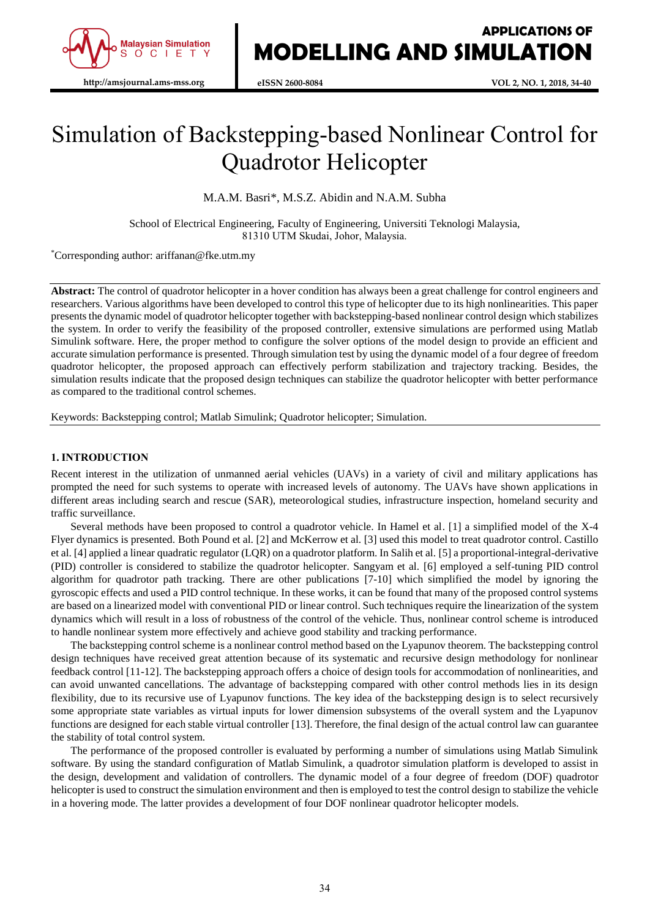# Simulation of Backstepping-based Nonlinear Control for Quadrotor Helicopter

M.A.M. Basri*, M.S.Z. Abidin and N.A.M. Subha

School of Electrical Engineering, Faculty of Engineering, Universiti Teknologi Malaysia, 81310 UTM Skudai, Johor, Malaysia.

*Corresponding author: ariffanan@fke.utm.my

**Abstract:** The control of quadrotor helicopter in a hover condition has always been a great challenge for control engineers and researchers. Various algorithms have been developed to control this type of helicopter due to its high nonlinearities. This paper presents the dynamic model of quadrotor helicopter together with backstepping-based nonlinear control design which stabilizes the system. In order to verify the feasibility of the proposed controller, extensive simulations are performed using Matlab Simulink software. Here, the proper method to configure the solver options of the model design to provide an efficient and accurate simulation performance is presented. Through simulation test by using the dynamic model of a four degree of freedom quadrotor helicopter, the proposed approach can effectively perform stabilization and trajectory tracking. Besides, the simulation results indicate that the proposed design techniques can stabilize the quadrotor helicopter with better performance as compared to the traditional control schemes.

Keywords: Backstepping control; Matlab Simulink; Quadrotor helicopter; Simulation.

## 1. INTRODUCTION

Recent interest in the utilization of unmanned aerial vehicles (UAVs) in a variety of civil and military applications has prompted the need for such systems to operate with increased levels of autonomy. The UAVs have shown applications in different areas including search and rescue (SAR), meteorological studies, infrastructure inspection, homeland security and traffic surveillance.

Several methods have been proposed to control a quadrotor vehicle. In Hamel et al. [1] a simplified model of the X-4 Flyer dynamics is presented. Both Pound et al. [2] and McKerrow et al. [3] used this model to treat quadrotor control. Castillo et al. [4] applied a linear quadratic regulator (LQR) on a quadrotor platform. In Salih et al. [5] a proportional-integral-derivative (PID) controller is considered to stabilize the quadrotor helicopter. Sangyam et al. [6] employed a self-tuning PID control algorithm for quadrotor path tracking. There are other publications [7-10] which simplified the model by ignoring the gyroscopic effects and used a PID control technique. In these works, it can be found that many of the proposed control systems are based on a linearized model with conventional PID or linear control. Such techniques require the linearization of the system dynamics which will result in a loss of robustness of the control of the vehicle. Thus, nonlinear control scheme is introduced to handle nonlinear system more effectively and achieve good stability and tracking performance.

The backstepping control scheme is a nonlinear control method based on the Lyapunov theorem. The backstepping control design techniques have received great attention because of its systematic and recursive design methodology for nonlinear feedback control [11-12]. The backstepping approach offers a choice of design tools for accommodation of nonlinearities, and can avoid unwanted cancellations. The advantage of backstepping compared with other control methods lies in its design flexibility, due to its recursive use of Lyapunov functions. The key idea of the backstepping design is to select recursively some appropriate state variables as virtual inputs for lower dimension subsystems of the overall system and the Lyapunov functions are designed for each stable virtual controller [13]. Therefore, the final design of the actual control law can guarantee the stability of total control system.

The performance of the proposed controller is evaluated by performing a number of simulations using Matlab Simulink software. By using the standard configuration of Matlab Simulink, a quadrotor simulation platform is developed to assist in the design, development and validation of controllers. The dynamic model of a four degree of freedom (DOF) quadrotor helicopter is used to construct the simulation environment and then is employed to test the control design to stabilize the vehicle in a hovering mode. The latter provides a development of four DOF nonlinear quadrotor helicopter models.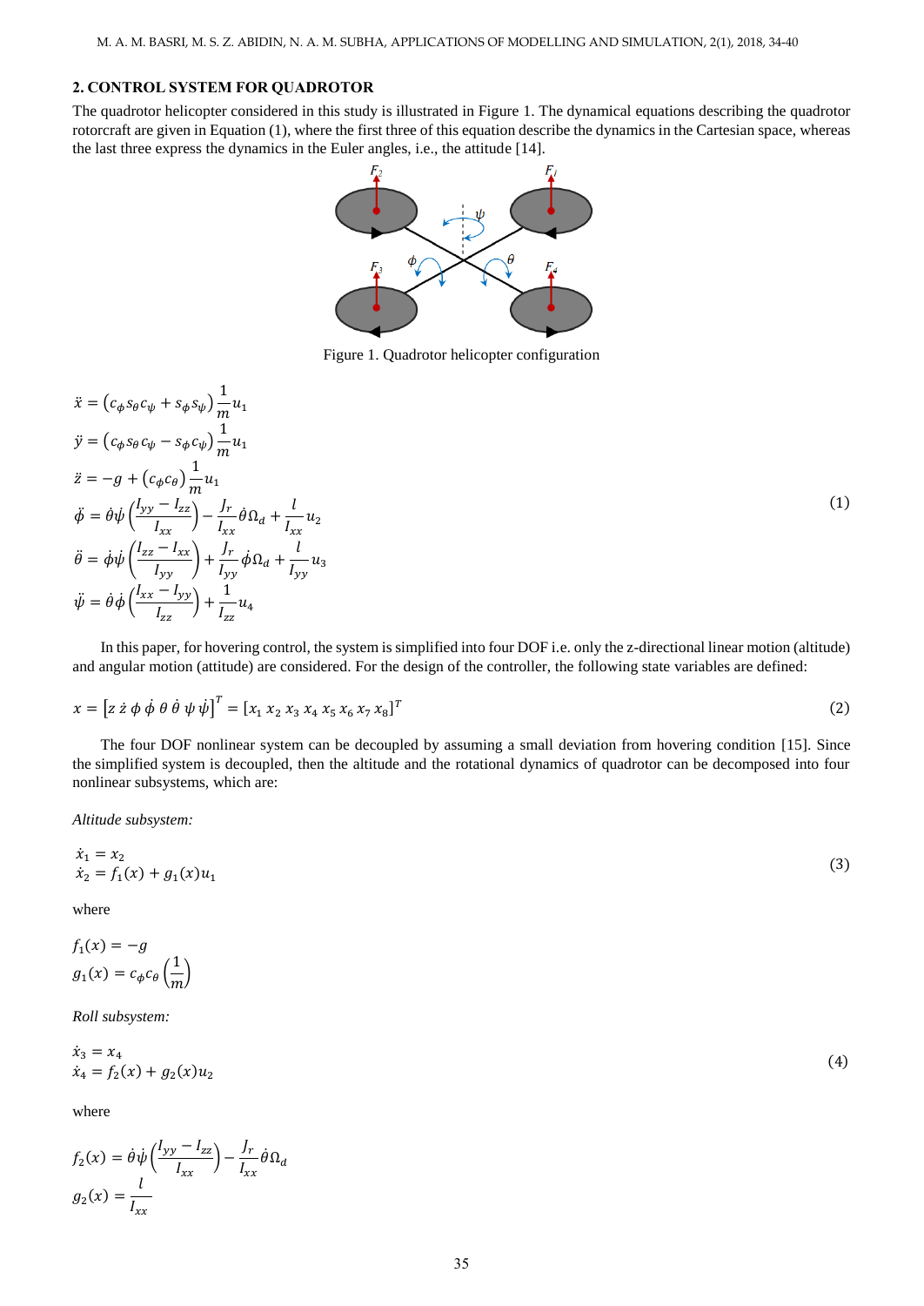## 2. CONTROL SYSTEM FOR QUADROTOR

The quadrotor helicopter considered in this study is illustrated in Figure 1. The dynamical equations describing the quadrotor rotorcraft are given in Equation (1), where the first three of this equation describe the dynamics in the Cartesian space, whereas the last three express the dynamics in the Euler angles, i.e., the attitude [14].

Figure 1. Quadrotor helicopter configuration

$$
\begin{aligned}
\ddot{x} &= \left(c_\phi s_\theta c_\psi + s_\phi s_\psi\right)\frac{1}{m}u_1 \\
\ddot{y} &= \left(c_\phi s_\theta c_\psi - s_\phi c_\psi\right)\frac{1}{m}u_1 \\
\ddot{z} &= -g + \left(c_\phi c_\theta\right)\frac{1}{m}u_1 \\
\ddot{\phi} &= \dot{\theta}\dot{\psi}\left(\frac{I_{yy}-I_{zz}}{I_{xx}}\right) - \frac{J_r}{I_{xx}}\dot{\theta}\Omega_d + \frac{l}{I_{xx}}u_2 \\
\ddot{\theta} &= \dot{\phi}\dot{\psi}\left(\frac{I_{zz}-I_{xx}}{I_{yy}}\right) + \frac{J_r}{I_{yy}}\dot{\phi}\Omega_d + \frac{l}{I_{yy}}u_3 \\
\ddot{\psi} &= \dot{\theta}\dot{\phi}\left(\frac{I_{xx}-I_{yy}}{I_{zz}}\right) + \frac{1}{I_{zz}}u_4
\end{aligned}
\tag{1}
$$

In this paper, for hovering control, the system is simplified into four DOF i.e. only the z-directional linear motion (altitude) and angular motion (attitude) are considered. For the design of the controller, the following state variables are defined:

$$
x = \left[z\ \dot{z}\ \phi\ \dot{\phi}\ \theta\ \dot{\theta}\ \psi\ \dot{\psi}\right]^T = \left[x_1\ x_2\ x_3\ x_4\ x_5\ x_6\ x_7\ x_8\right]^T \tag{2}
$$

The four DOF nonlinear system can be decoupled by assuming a small deviation from hovering condition [15]. Since the simplified system is decoupled, then the altitude and the rotational dynamics of quadrotor can be decomposed into four nonlinear subsystems, which are:

*Altitude subsystem:*

$$
\begin{aligned}
\dot{x}_1 &= x_2 \\
\dot{x}_2 &= f_1(x) + g_1(x)u_1
\end{aligned}
\tag{3}
$$

where

$$
\begin{aligned}
f_1(x) &= -g \\
g_1(x) &= c_\phi c_\theta\left(\frac{1}{m}\right)
\end{aligned}
$$

*Roll subsystem:*

$$
\begin{aligned}
\dot{x}_3 &= x_4 \\
\dot{x}_4 &= f_2(x) + g_2(x)u_2
\end{aligned}
\tag{4}
$$

where

$$
\begin{aligned}
f_2(x) &= \dot{\theta}\dot{\psi}\left(\frac{I_{yy}-I_{zz}}{I_{xx}}\right) - \frac{J_r}{I_{xx}}\dot{\theta}\Omega_d \\
g_2(x) &= \frac{l}{I_{xx}}
\end{aligned}
$$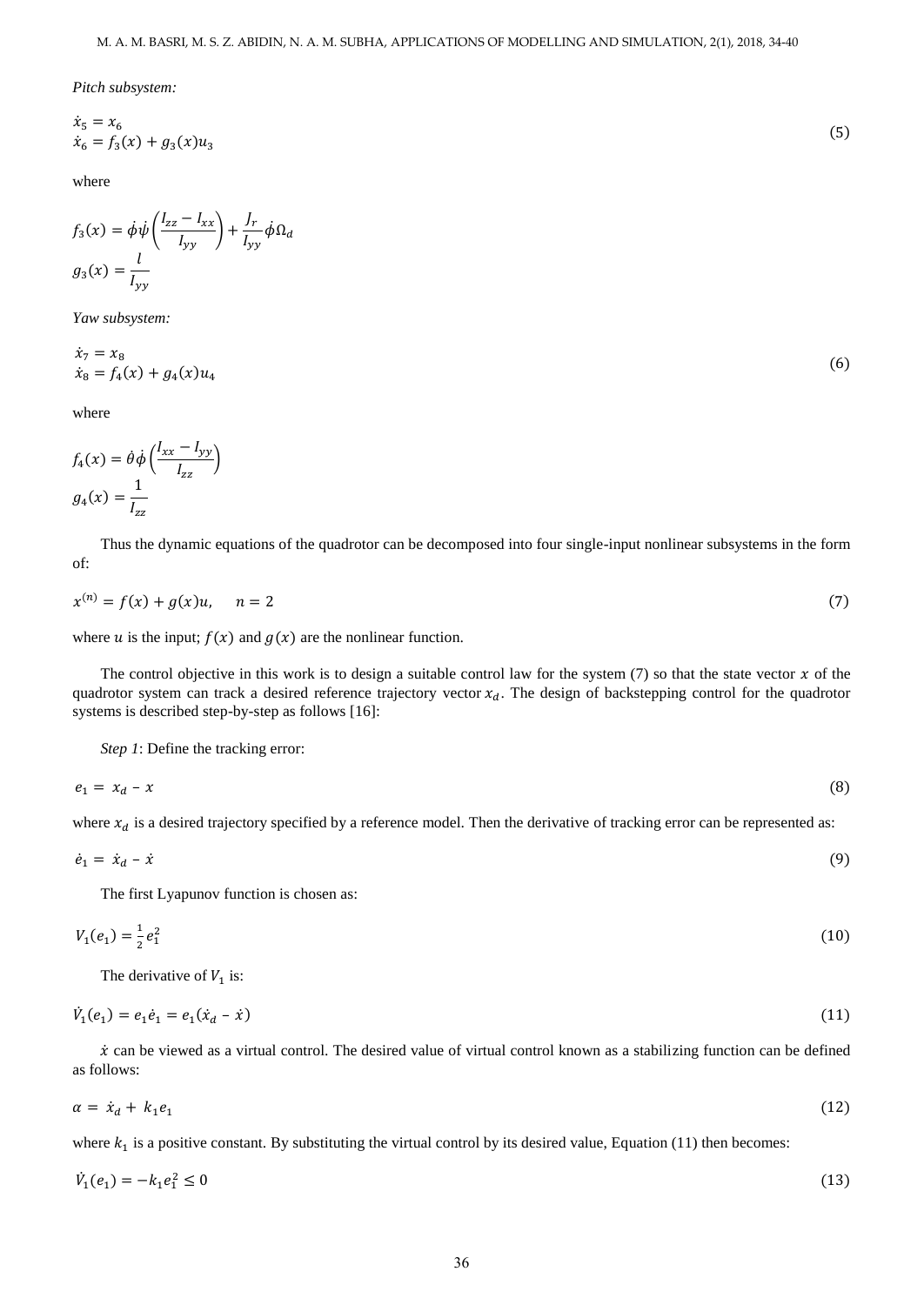*Pitch subsystem:*

$$\begin{aligned} \dot{x}_5 &= x_6 \\ \dot{x}_6 &= f_3(x) + g_3(x)u_3 \end{aligned} \tag{5}$$

where

$$f_3(x) = \dot{\phi}\dot{\psi}\left(\frac{I_{zz} - I_{xx}}{I_{yy}}\right) + \frac{J_r}{I_{yy}}\dot{\phi}\Omega_d$$

$$g_3(x) = \frac{l}{I_{yy}}$$

*Yaw subsystem:*

$$\begin{aligned} \dot{x}_7 &= x_8 \\ \dot{x}_8 &= f_4(x) + g_4(x)u_4 \end{aligned} \tag{6}$$

where

$$f_4(x) = \dot{\theta}\dot{\phi}\left(\frac{I_{xx} - I_{yy}}{I_{zz}}\right)$$

$$g_4(x) = \frac{1}{I_{zz}}$$

Thus the dynamic equations of the quadrotor can be decomposed into four single-input nonlinear subsystems in the form of:

$$x^{(n)} = f(x) + g(x)u, \quad n = 2 \tag{7}$$

where $u$ is the input; $f(x)$ and $g(x)$ are the nonlinear function.

The control objective in this work is to design a suitable control law for the system (7) so that the state vector $x$ of the quadrotor system can track a desired reference trajectory vector $x_d$. The design of backstepping control for the quadrotor systems is described step-by-step as follows [16]:

*Step 1*: Define the tracking error:

$$e_1 = x_d - x \tag{8}$$

where $x_d$ is a desired trajectory specified by a reference model. Then the derivative of tracking error can be represented as:

$$\dot{e}_1 = \dot{x}_d - \dot{x} \tag{9}$$

The first Lyapunov function is chosen as:

$$V_1(e_1) = \frac{1}{2}e_1^2 \tag{10}$$

The derivative of $V_1$ is:

$$\dot{V}_1(e_1) = e_1\dot{e}_1 = e_1(\dot{x}_d - \dot{x}) \tag{11}$$

$\dot{x}$ can be viewed as a virtual control. The desired value of virtual control known as a stabilizing function can be defined as follows:

$$\alpha = \dot{x}_d + k_1 e_1 \tag{12}$$

where $k_1$ is a positive constant. By substituting the virtual control by its desired value, Equation (11) then becomes:

$$\dot{V}_1(e_1) = -k_1 e_1^2 \leq 0 \tag{13}$$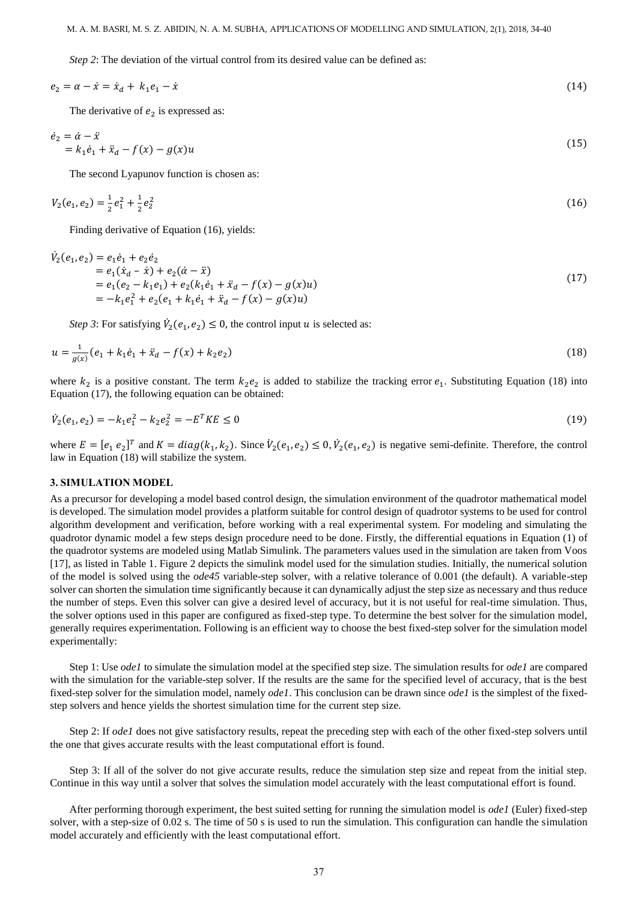*Step 2*: The deviation of the virtual control from its desired value can be defined as:

$$e_2 = \alpha - \dot{x} = \dot{x}_d + k_1 e_1 - \dot{x} \tag{14}$$

The derivative of $e_2$ is expressed as:

$$\begin{aligned} \dot{e}_2 &= \dot{\alpha} - \ddot{x} \\ &= k_1 \dot{e}_1 + \ddot{x}_d - f(x) - g(x)u \end{aligned} \tag{15}$$

The second Lyapunov function is chosen as:

$$V_2(e_1, e_2) = \frac{1}{2} e_1^2 + \frac{1}{2} e_2^2 \tag{16}$$

Finding derivative of Equation (16), yields:

$$\begin{aligned} \dot{V}_2(e_1, e_2) &= e_1 \dot{e}_1 + e_2 \dot{e}_2 \\ &= e_1(\dot{x}_d - \dot{x}) + e_2(\dot{\alpha} - \ddot{x}) \\ &= e_1(e_2 - k_1 e_1) + e_2(k_1 \dot{e}_1 + \ddot{x}_d - f(x) - g(x)u) \\ &= -k_1 e_1^2 + e_2(e_1 + k_1 \dot{e}_1 + \ddot{x}_d - f(x) - g(x)u) \end{aligned} \tag{17}$$

*Step 3*: For satisfying $\dot{V}_2(e_1, e_2) \leq 0$, the control input $u$ is selected as:

$$u = \frac{1}{g(x)}(e_1 + k_1 \dot{e}_1 + \ddot{x}_d - f(x) + k_2 e_2) \tag{18}$$

where $k_2$ is a positive constant. The term $k_2 e_2$ is added to stabilize the tracking error $e_1$. Substituting Equation (18) into Equation (17), the following equation can be obtained:

$$\dot{V}_2(e_1, e_2) = -k_1 e_1^2 - k_2 e_2^2 = -E^T K E \leq 0 \tag{19}$$

where $E = [e_1 \; e_2]^T$ and $K = diag(k_1, k_2)$. Since $\dot{V}_2(e_1, e_2) \leq 0, \dot{V}_2(e_1, e_2)$ is negative semi-definite. Therefore, the control law in Equation (18) will stabilize the system.

## 3. SIMULATION MODEL

As a precursor for developing a model based control design, the simulation environment of the quadrotor mathematical model is developed. The simulation model provides a platform suitable for control design of quadrotor systems to be used for control algorithm development and verification, before working with a real experimental system. For modeling and simulating the quadrotor dynamic model a few steps design procedure need to be done. Firstly, the differential equations in Equation (1) of the quadrotor systems are modeled using Matlab Simulink. The parameters values used in the simulation are taken from Voos [17], as listed in Table 1. Figure 2 depicts the simulink model used for the simulation studies. Initially, the numerical solution of the model is solved using the *ode45* variable-step solver, with a relative tolerance of 0.001 (the default). A variable-step solver can shorten the simulation time significantly because it can dynamically adjust the step size as necessary and thus reduce the number of steps. Even this solver can give a desired level of accuracy, but it is not useful for real-time simulation. Thus, the solver options used in this paper are configured as fixed-step type. To determine the best solver for the simulation model, generally requires experimentation. Following is an efficient way to choose the best fixed-step solver for the simulation model experimentally:

Step 1: Use *ode1* to simulate the simulation model at the specified step size. The simulation results for *ode1* are compared with the simulation for the variable-step solver. If the results are the same for the specified level of accuracy, that is the best fixed-step solver for the simulation model, namely *ode1*. This conclusion can be drawn since *ode1* is the simplest of the fixed-step solvers and hence yields the shortest simulation time for the current step size.

Step 2: If *ode1* does not give satisfactory results, repeat the preceding step with each of the other fixed-step solvers until the one that gives accurate results with the least computational effort is found.

Step 3: If all of the solver do not give accurate results, reduce the simulation step size and repeat from the initial step. Continue in this way until a solver that solves the simulation model accurately with the least computational effort is found.

After performing thorough experiment, the best suited setting for running the simulation model is *ode1* (Euler) fixed-step solver, with a step-size of 0.02 s. The time of 50 s is used to run the simulation. This configuration can handle the simulation model accurately and efficiently with the least computational effort.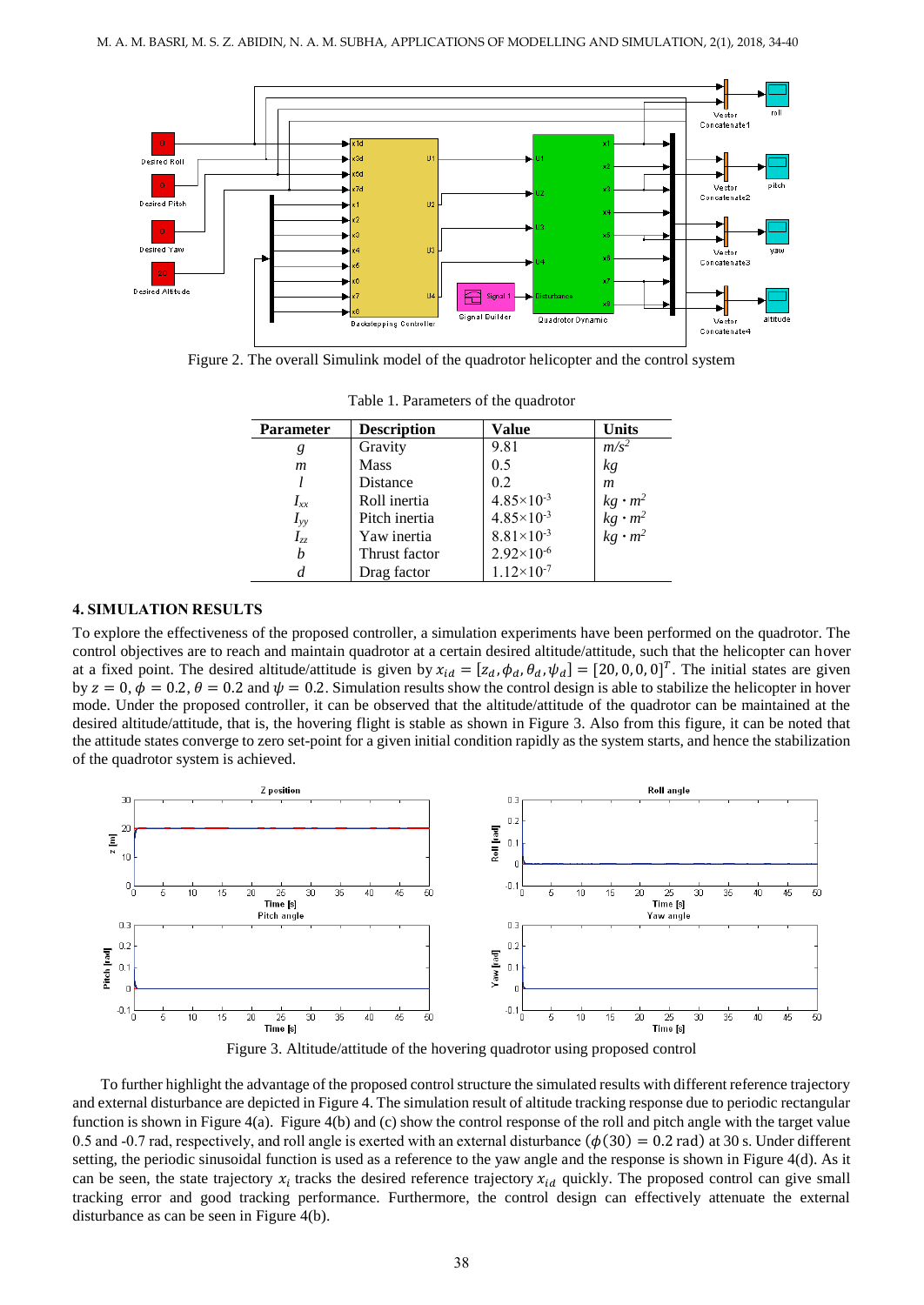Figure 2. The overall Simulink model of the quadrotor helicopter and the control system

Table 1. Parameters of the quadrotor

| Parameter | Description | Value | Units |
|---|---|---|---|
| $g$ | Gravity | 9.81 | $m/s^2$ |
| $m$ | Mass | 0.5 | $kg$ |
| $l$ | Distance | 0.2 | $m$ |
| $I_{xx}$ | Roll inertia | $4.85\times10^{-3}$ | $kg \cdot m^2$ |
| $I_{yy}$ | Pitch inertia | $4.85\times10^{-3}$ | $kg \cdot m^2$ |
| $I_{zz}$ | Yaw inertia | $8.81\times10^{-3}$ | $kg \cdot m^2$ |
| $b$ | Thrust factor | $2.92\times10^{-6}$ | |
| $d$ | Drag factor | $1.12\times10^{-7}$ | |

## 4. SIMULATION RESULTS

To explore the effectiveness of the proposed controller, a simulation experiments have been performed on the quadrotor. The control objectives are to reach and maintain quadrotor at a certain desired altitude/attitude, such that the helicopter can hover at a fixed point. The desired altitude/attitude is given by $x_{id} = [z_d, \phi_d, \theta_d, \psi_d] = [20, 0, 0, 0]^T$. The initial states are given by $z = 0$, $\phi = 0.2$, $\theta = 0.2$ and $\psi = 0.2$. Simulation results show the control design is able to stabilize the helicopter in hover mode. Under the proposed controller, it can be observed that the altitude/attitude of the quadrotor can be maintained at the desired altitude/attitude, that is, the hovering flight is stable as shown in Figure 3. Also from this figure, it can be noted that the attitude states converge to zero set-point for a given initial condition rapidly as the system starts, and hence the stabilization of the quadrotor system is achieved.

Figure 3. Altitude/attitude of the hovering quadrotor using proposed control

To further highlight the advantage of the proposed control structure the simulated results with different reference trajectory and external disturbance are depicted in Figure 4. The simulation result of altitude tracking response due to periodic rectangular function is shown in Figure 4(a). Figure 4(b) and (c) show the control response of the roll and pitch angle with the target value 0.5 and -0.7 rad, respectively, and roll angle is exerted with an external disturbance ($\phi(30) = 0.2$ rad) at 30 s. Under different setting, the periodic sinusoidal function is used as a reference to the yaw angle and the response is shown in Figure 4(d). As it can be seen, the state trajectory $x_i$ tracks the desired reference trajectory $x_{id}$ quickly. The proposed control can give small tracking error and good tracking performance. Furthermore, the control design can effectively attenuate the external disturbance as can be seen in Figure 4(b).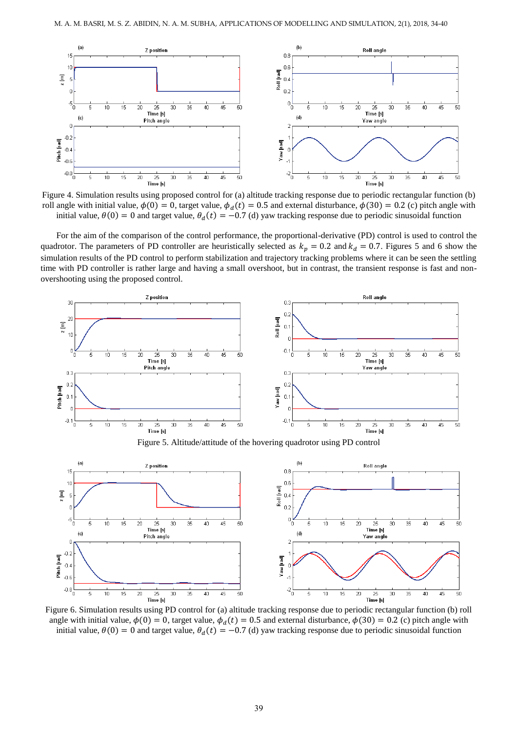Figure 4. Simulation results using proposed control for (a) altitude tracking response due to periodic rectangular function (b) roll angle with initial value, $\phi(0) = 0$, target value, $\phi_d(t) = 0.5$ and external disturbance, $\phi(30) = 0.2$ (c) pitch angle with initial value, $\theta(0) = 0$ and target value, $\theta_d(t) = -0.7$ (d) yaw tracking response due to periodic sinusoidal function

For the aim of the comparison of the control performance, the proportional-derivative (PD) control is used to control the quadrotor. The parameters of PD controller are heuristically selected as $k_p = 0.2$ and $k_d = 0.7$. Figures 5 and 6 show the simulation results of the PD control to perform stabilization and trajectory tracking problems where it can be seen the settling time with PD controller is rather large and having a small overshoot, but in contrast, the transient response is fast and non-overshooting using the proposed control.

Figure 5. Altitude/attitude of the hovering quadrotor using PD control

Figure 6. Simulation results using PD control for (a) altitude tracking response due to periodic rectangular function (b) roll angle with initial value, $\phi(0) = 0$, target value, $\phi_d(t) = 0.5$ and external disturbance, $\phi(30) = 0.2$ (c) pitch angle with initial value, $\theta(0) = 0$ and target value, $\theta_d(t) = -0.7$ (d) yaw tracking response due to periodic sinusoidal function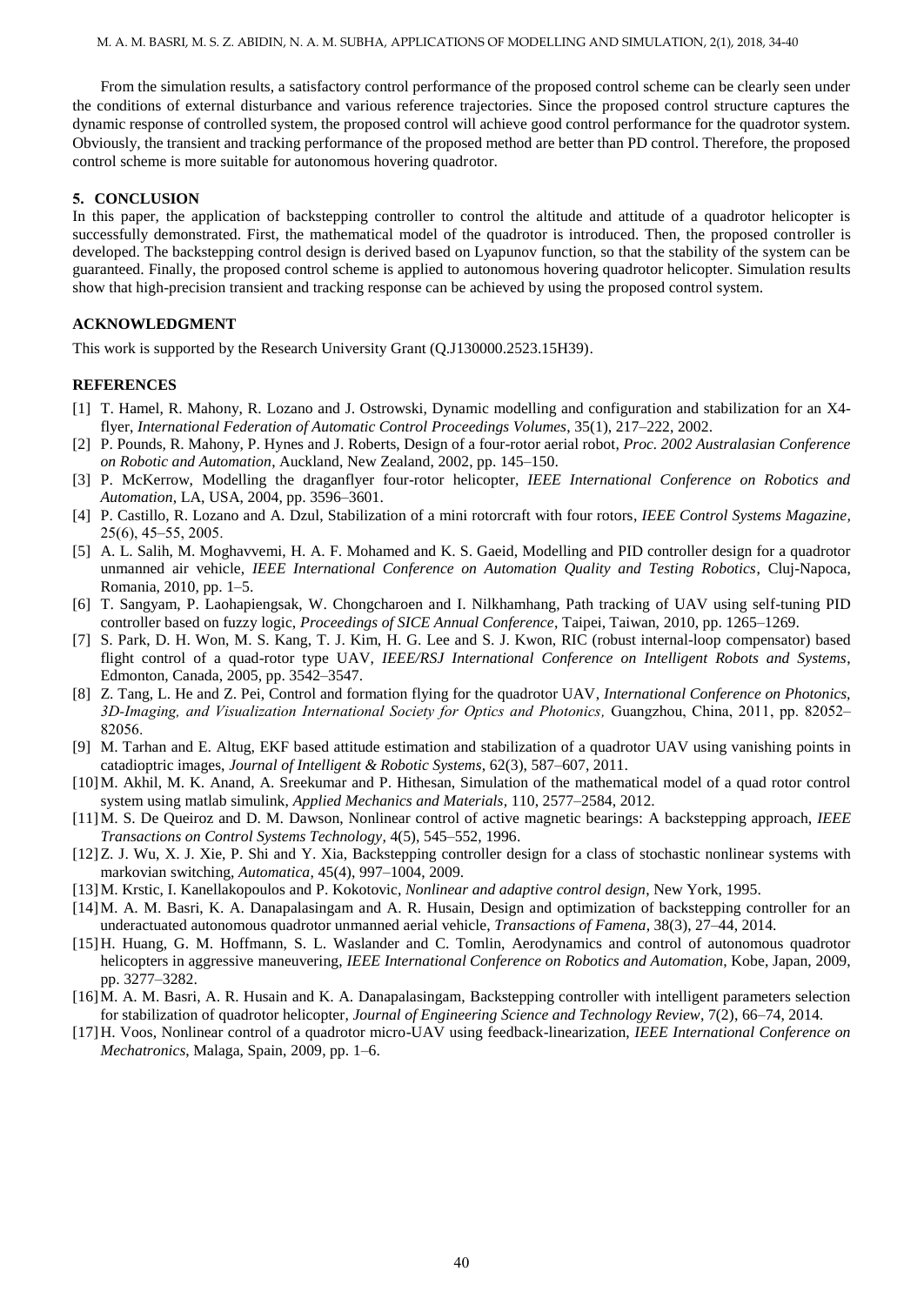From the simulation results, a satisfactory control performance of the proposed control scheme can be clearly seen under the conditions of external disturbance and various reference trajectories. Since the proposed control structure captures the dynamic response of controlled system, the proposed control will achieve good control performance for the quadrotor system. Obviously, the transient and tracking performance of the proposed method are better than PD control. Therefore, the proposed control scheme is more suitable for autonomous hovering quadrotor.

## 5. CONCLUSION

In this paper, the application of backstepping controller to control the altitude and attitude of a quadrotor helicopter is successfully demonstrated. First, the mathematical model of the quadrotor is introduced. Then, the proposed controller is developed. The backstepping control design is derived based on Lyapunov function, so that the stability of the system can be guaranteed. Finally, the proposed control scheme is applied to autonomous hovering quadrotor helicopter. Simulation results show that high-precision transient and tracking response can be achieved by using the proposed control system.

## ACKNOWLEDGMENT

This work is supported by the Research University Grant (Q.J130000.2523.15H39).

## REFERENCES

[1] T. Hamel, R. Mahony, R. Lozano and J. Ostrowski, Dynamic modelling and configuration and stabilization for an X4-flyer, *International Federation of Automatic Control Proceedings Volumes*, 35(1), 217–222, 2002.

[2] P. Pounds, R. Mahony, P. Hynes and J. Roberts, Design of a four-rotor aerial robot, *Proc. 2002 Australasian Conference on Robotic and Automation*, Auckland, New Zealand, 2002, pp. 145–150.

[3] P. McKerrow, Modelling the draganflyer four-rotor helicopter, *IEEE International Conference on Robotics and Automation*, LA, USA, 2004, pp. 3596–3601.

[4] P. Castillo, R. Lozano and A. Dzul, Stabilization of a mini rotorcraft with four rotors, *IEEE Control Systems Magazine*, 25(6), 45–55, 2005.

[5] A. L. Salih, M. Moghavvemi, H. A. F. Mohamed and K. S. Gaeid, Modelling and PID controller design for a quadrotor unmanned air vehicle, *IEEE International Conference on Automation Quality and Testing Robotics*, Cluj-Napoca, Romania, 2010, pp. 1–5.

[6] T. Sangyam, P. Laohapiengsak, W. Chongcharoen and I. Nilkhamhang, Path tracking of UAV using self-tuning PID controller based on fuzzy logic, *Proceedings of SICE Annual Conference*, Taipei, Taiwan, 2010, pp. 1265–1269.

[7] S. Park, D. H. Won, M. S. Kang, T. J. Kim, H. G. Lee and S. J. Kwon, RIC (robust internal-loop compensator) based flight control of a quad-rotor type UAV, *IEEE/RSJ International Conference on Intelligent Robots and Systems*, Edmonton, Canada, 2005, pp. 3542–3547.

[8] Z. Tang, L. He and Z. Pei, Control and formation flying for the quadrotor UAV, *International Conference on Photonics, 3D-Imaging, and Visualization International Society for Optics and Photonics,* Guangzhou, China, 2011, pp. 82052–82056.

[9] M. Tarhan and E. Altug, EKF based attitude estimation and stabilization of a quadrotor UAV using vanishing points in catadioptric images, *Journal of Intelligent & Robotic Systems*, 62(3), 587–607, 2011.

[10] M. Akhil, M. K. Anand, A. Sreekumar and P. Hithesan, Simulation of the mathematical model of a quad rotor control system using matlab simulink, *Applied Mechanics and Materials*, 110, 2577–2584, 2012.

[11] M. S. De Queiroz and D. M. Dawson, Nonlinear control of active magnetic bearings: A backstepping approach, *IEEE Transactions on Control Systems Technology*, 4(5), 545–552, 1996.

[12] Z. J. Wu, X. J. Xie, P. Shi and Y. Xia, Backstepping controller design for a class of stochastic nonlinear systems with markovian switching, *Automatica*, 45(4), 997–1004, 2009.

[13] M. Krstic, I. Kanellakopoulos and P. Kokotovic, *Nonlinear and adaptive control design*, New York, 1995.

[14] M. A. M. Basri, K. A. Danapalasingam and A. R. Husain, Design and optimization of backstepping controller for an underactuated autonomous quadrotor unmanned aerial vehicle, *Transactions of Famena*, 38(3), 27–44, 2014.

[15] H. Huang, G. M. Hoffmann, S. L. Waslander and C. Tomlin, Aerodynamics and control of autonomous quadrotor helicopters in aggressive maneuvering, *IEEE International Conference on Robotics and Automation*, Kobe, Japan, 2009, pp. 3277–3282.

[16] M. A. M. Basri, A. R. Husain and K. A. Danapalasingam, Backstepping controller with intelligent parameters selection for stabilization of quadrotor helicopter, *Journal of Engineering Science and Technology Review*, 7(2), 66–74, 2014.

[17] H. Voos, Nonlinear control of a quadrotor micro-UAV using feedback-linearization, *IEEE International Conference on Mechatronics*, Malaga, Spain, 2009, pp. 1–6.